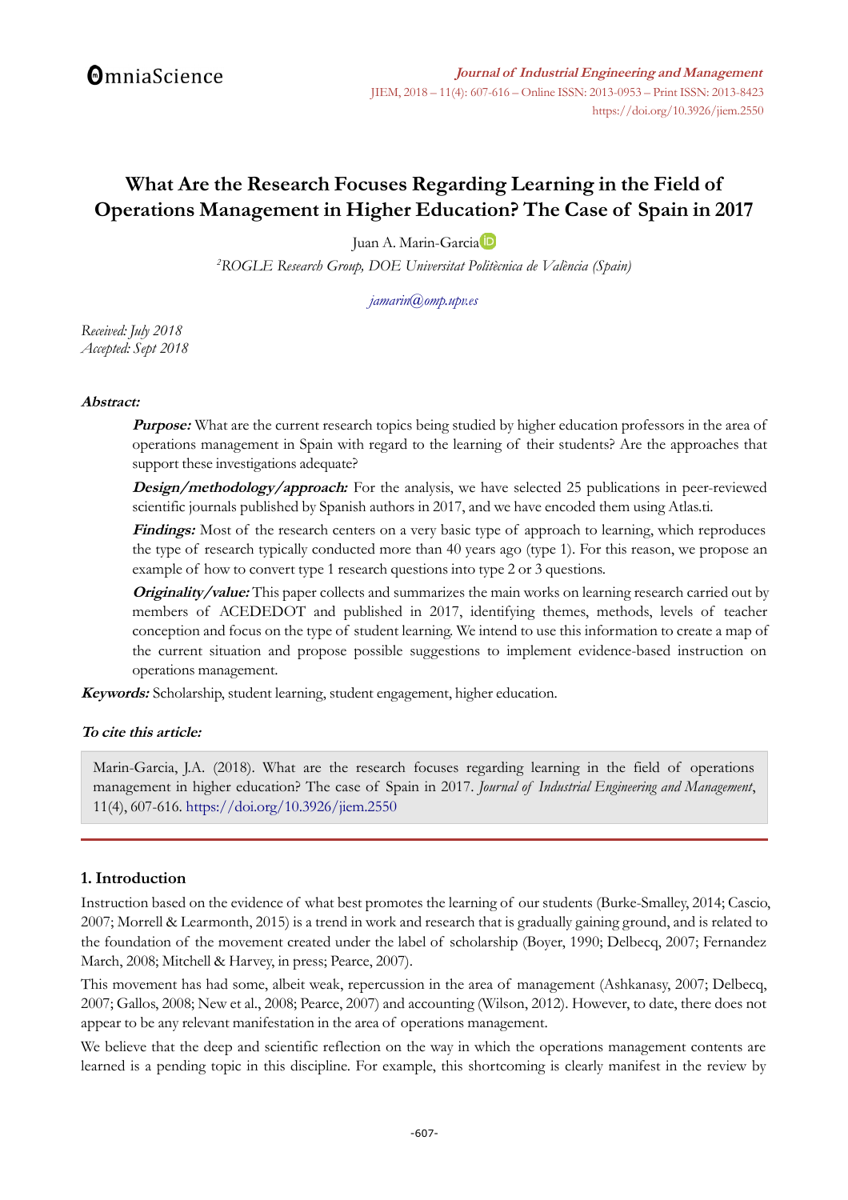# What Are the Research Focuses Regarding Learning in the Field of Operations Management in Higher Education? The Case of Spain in 2017

Juan A. Marin-Garcia

[2]ROGLE Research Group, DOE Universitat Politècnica de València (Spain)

*jamarin@omp.upv.es*

*Received: July 2018*
*Accepted: Sept 2018*

**Abstract:**

***Purpose:*** What are the current research topics being studied by higher education professors in the area of operations management in Spain with regard to the learning of their students? Are the approaches that support these investigations adequate?

***Design/methodology/approach:*** For the analysis, we have selected 25 publications in peer-reviewed scientific journals published by Spanish authors in 2017, and we have encoded them using Atlas.ti.

***Findings:*** Most of the research centers on a very basic type of approach to learning, which reproduces the type of research typically conducted more than 40 years ago (type 1). For this reason, we propose an example of how to convert type 1 research questions into type 2 or 3 questions.

***Originality/value:*** This paper collects and summarizes the main works on learning research carried out by members of ACEDEDOT and published in 2017, identifying themes, methods, levels of teacher conception and focus on the type of student learning. We intend to use this information to create a map of the current situation and propose possible suggestions to implement evidence-based instruction on operations management.

***Keywords:*** Scholarship, student learning, student engagement, higher education.

***To cite this article:***

Marin-Garcia, J.A. (2018). What are the research focuses regarding learning in the field of operations management in higher education? The case of Spain in 2017. *Journal of Industrial Engineering and Management*, 11(4), 607-616. https://doi.org/10.3926/jiem.2550

## 1. Introduction

Instruction based on the evidence of what best promotes the learning of our students (Burke-Smalley, 2014; Cascio, 2007; Morrell & Learmonth, 2015) is a trend in work and research that is gradually gaining ground, and is related to the foundation of the movement created under the label of scholarship (Boyer, 1990; Delbecq, 2007; Fernandez March, 2008; Mitchell & Harvey, in press; Pearce, 2007).

This movement has had some, albeit weak, repercussion in the area of management (Ashkanasy, 2007; Delbecq, 2007; Gallos, 2008; New et al., 2008; Pearce, 2007) and accounting (Wilson, 2012). However, to date, there does not appear to be any relevant manifestation in the area of operations management.

We believe that the deep and scientific reflection on the way in which the operations management contents are learned is a pending topic in this discipline. For example, this shortcoming is clearly manifest in the review by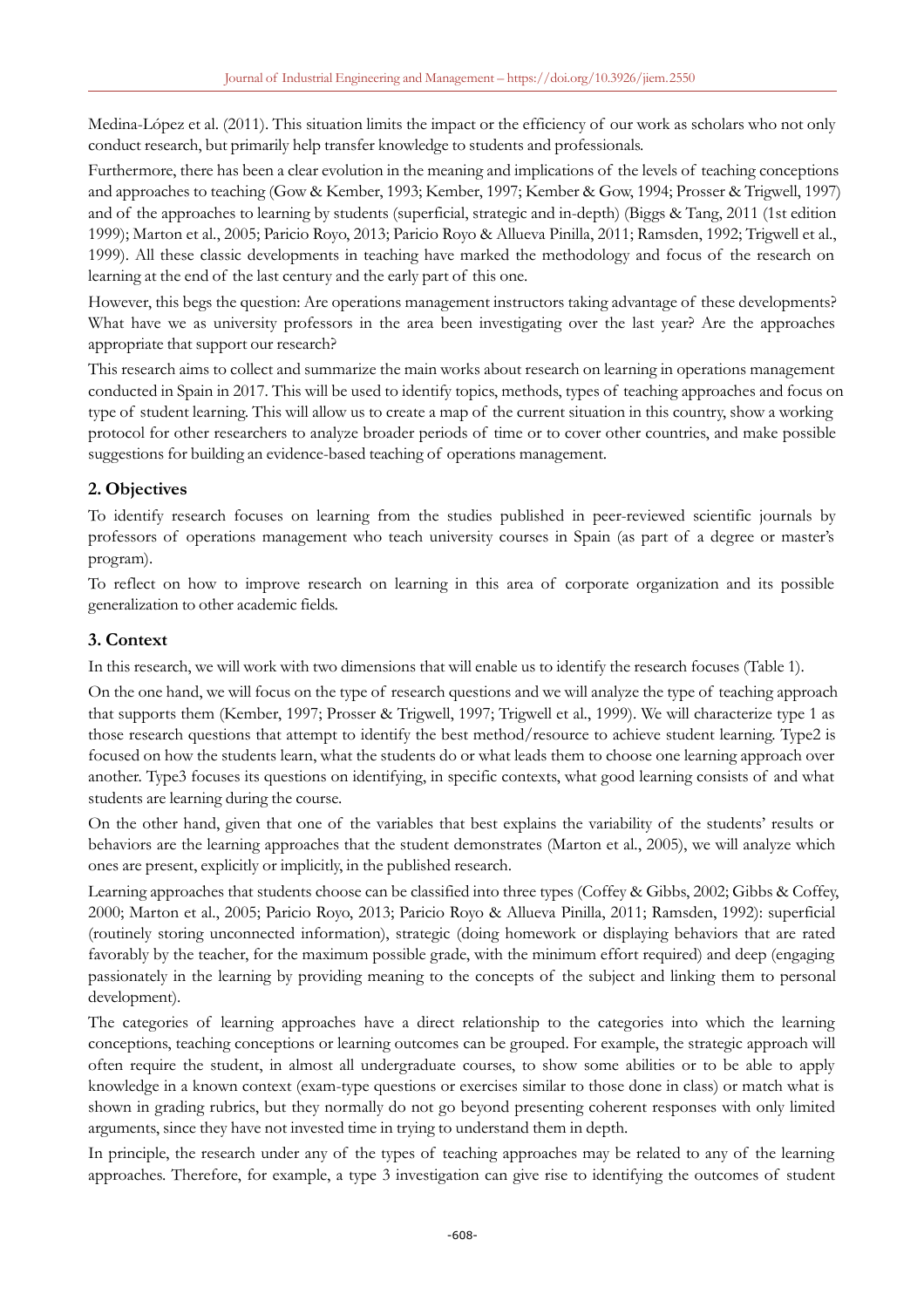Medina-López et al. (2011). This situation limits the impact or the efficiency of our work as scholars who not only conduct research, but primarily help transfer knowledge to students and professionals.

Furthermore, there has been a clear evolution in the meaning and implications of the levels of teaching conceptions and approaches to teaching (Gow & Kember, 1993; Kember, 1997; Kember & Gow, 1994; Prosser & Trigwell, 1997) and of the approaches to learning by students (superficial, strategic and in-depth) (Biggs & Tang, 2011 (1st edition 1999); Marton et al., 2005; Paricio Royo, 2013; Paricio Royo & Allueva Pinilla, 2011; Ramsden, 1992; Trigwell et al., 1999). All these classic developments in teaching have marked the methodology and focus of the research on learning at the end of the last century and the early part of this one.

However, this begs the question: Are operations management instructors taking advantage of these developments? What have we as university professors in the area been investigating over the last year? Are the approaches appropriate that support our research?

This research aims to collect and summarize the main works about research on learning in operations management conducted in Spain in 2017. This will be used to identify topics, methods, types of teaching approaches and focus on type of student learning. This will allow us to create a map of the current situation in this country, show a working protocol for other researchers to analyze broader periods of time or to cover other countries, and make possible suggestions for building an evidence-based teaching of operations management.

## 2. Objectives

To identify research focuses on learning from the studies published in peer-reviewed scientific journals by professors of operations management who teach university courses in Spain (as part of a degree or master's program).

To reflect on how to improve research on learning in this area of corporate organization and its possible generalization to other academic fields.

## 3. Context

In this research, we will work with two dimensions that will enable us to identify the research focuses (Table 1).

On the one hand, we will focus on the type of research questions and we will analyze the type of teaching approach that supports them (Kember, 1997; Prosser & Trigwell, 1997; Trigwell et al., 1999). We will characterize type 1 as those research questions that attempt to identify the best method/resource to achieve student learning. Type2 is focused on how the students learn, what the students do or what leads them to choose one learning approach over another. Type3 focuses its questions on identifying, in specific contexts, what good learning consists of and what students are learning during the course.

On the other hand, given that one of the variables that best explains the variability of the students' results or behaviors are the learning approaches that the student demonstrates (Marton et al., 2005), we will analyze which ones are present, explicitly or implicitly, in the published research.

Learning approaches that students choose can be classified into three types (Coffey & Gibbs, 2002; Gibbs & Coffey, 2000; Marton et al., 2005; Paricio Royo, 2013; Paricio Royo & Allueva Pinilla, 2011; Ramsden, 1992): superficial (routinely storing unconnected information), strategic (doing homework or displaying behaviors that are rated favorably by the teacher, for the maximum possible grade, with the minimum effort required) and deep (engaging passionately in the learning by providing meaning to the concepts of the subject and linking them to personal development).

The categories of learning approaches have a direct relationship to the categories into which the learning conceptions, teaching conceptions or learning outcomes can be grouped. For example, the strategic approach will often require the student, in almost all undergraduate courses, to show some abilities or to be able to apply knowledge in a known context (exam-type questions or exercises similar to those done in class) or match what is shown in grading rubrics, but they normally do not go beyond presenting coherent responses with only limited arguments, since they have not invested time in trying to understand them in depth.

In principle, the research under any of the types of teaching approaches may be related to any of the learning approaches. Therefore, for example, a type 3 investigation can give rise to identifying the outcomes of student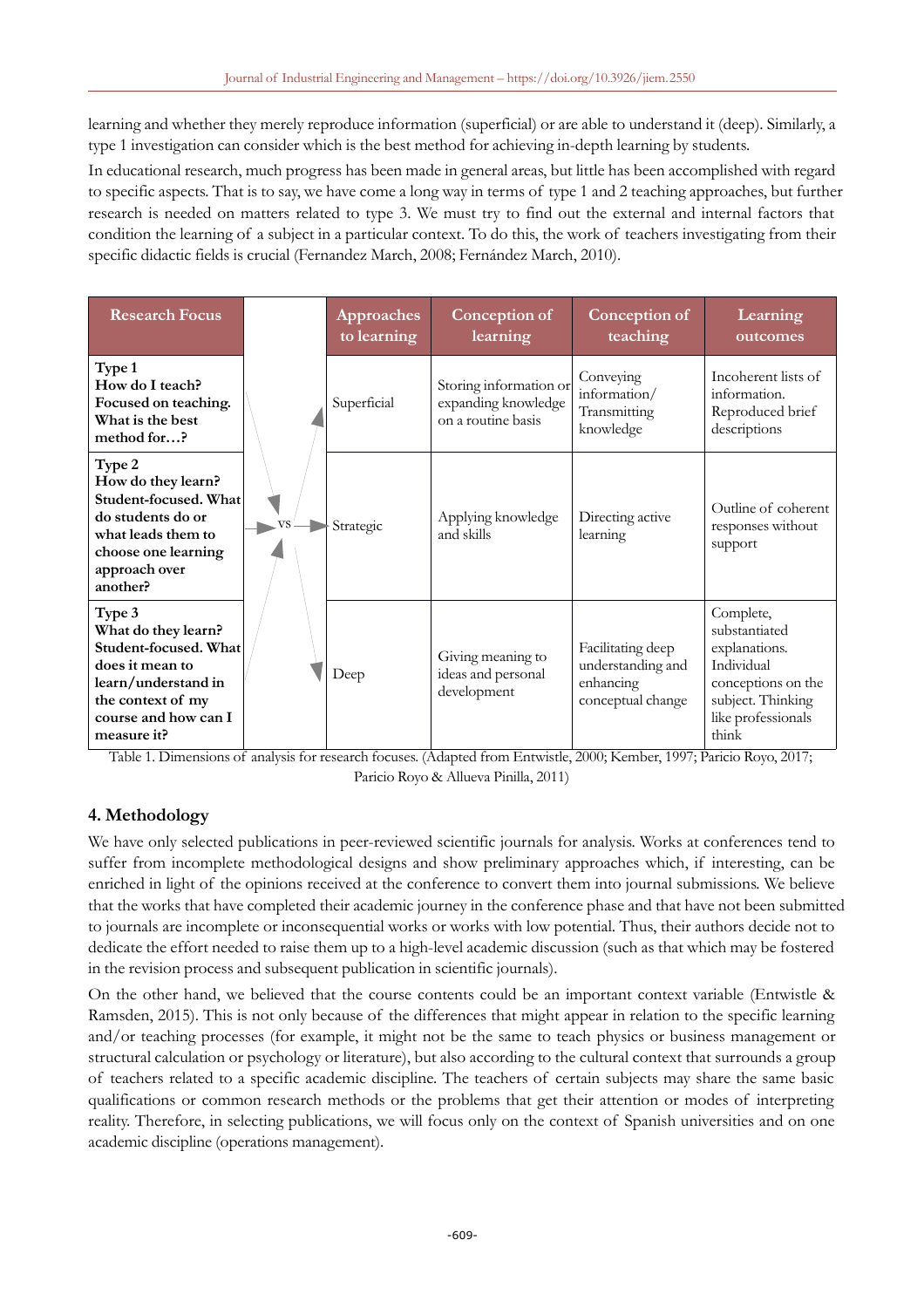learning and whether they merely reproduce information (superficial) or are able to understand it (deep). Similarly, a type 1 investigation can consider which is the best method for achieving in-depth learning by students.

In educational research, much progress has been made in general areas, but little has been accomplished with regard to specific aspects. That is to say, we have come a long way in terms of type 1 and 2 teaching approaches, but further research is needed on matters related to type 3. We must try to find out the external and internal factors that condition the learning of a subject in a particular context. To do this, the work of teachers investigating from their specific didactic fields is crucial (Fernandez March, 2008; Fernández March, 2010).

| Research Focus | | Approaches to learning | Conception of learning | Conception of teaching | Learning outcomes |
|---|---|---|---|---|---|
| **Type 1 How do I teach? Focused on teaching. What is the best method for…?** | | Superficial | Storing information or expanding knowledge on a routine basis | Conveying information/ Transmitting knowledge | Incoherent lists of information. Reproduced brief descriptions |
| **Type 2 How do they learn? Student-focused. What do students do or what leads them to choose one learning approach over another?** | VS | Strategic | Applying knowledge and skills | Directing active learning | Outline of coherent responses without support |
| **Type 3 What do they learn? Student-focused. What does it mean to learn/understand in the context of my course and how can I measure it?** | | Deep | Giving meaning to ideas and personal development | Facilitating deep understanding and enhancing conceptual change | Complete, substantiated explanations. Individual conceptions on the subject. Thinking like professionals think |

Table 1. Dimensions of analysis for research focuses. (Adapted from Entwistle, 2000; Kember, 1997; Paricio Royo, 2017; Paricio Royo & Allueva Pinilla, 2011)

## 4. Methodology

We have only selected publications in peer-reviewed scientific journals for analysis. Works at conferences tend to suffer from incomplete methodological designs and show preliminary approaches which, if interesting, can be enriched in light of the opinions received at the conference to convert them into journal submissions. We believe that the works that have completed their academic journey in the conference phase and that have not been submitted to journals are incomplete or inconsequential works or works with low potential. Thus, their authors decide not to dedicate the effort needed to raise them up to a high-level academic discussion (such as that which may be fostered in the revision process and subsequent publication in scientific journals).

On the other hand, we believed that the course contents could be an important context variable (Entwistle & Ramsden, 2015). This is not only because of the differences that might appear in relation to the specific learning and/or teaching processes (for example, it might not be the same to teach physics or business management or structural calculation or psychology or literature), but also according to the cultural context that surrounds a group of teachers related to a specific academic discipline. The teachers of certain subjects may share the same basic qualifications or common research methods or the problems that get their attention or modes of interpreting reality. Therefore, in selecting publications, we will focus only on the context of Spanish universities and on one academic discipline (operations management).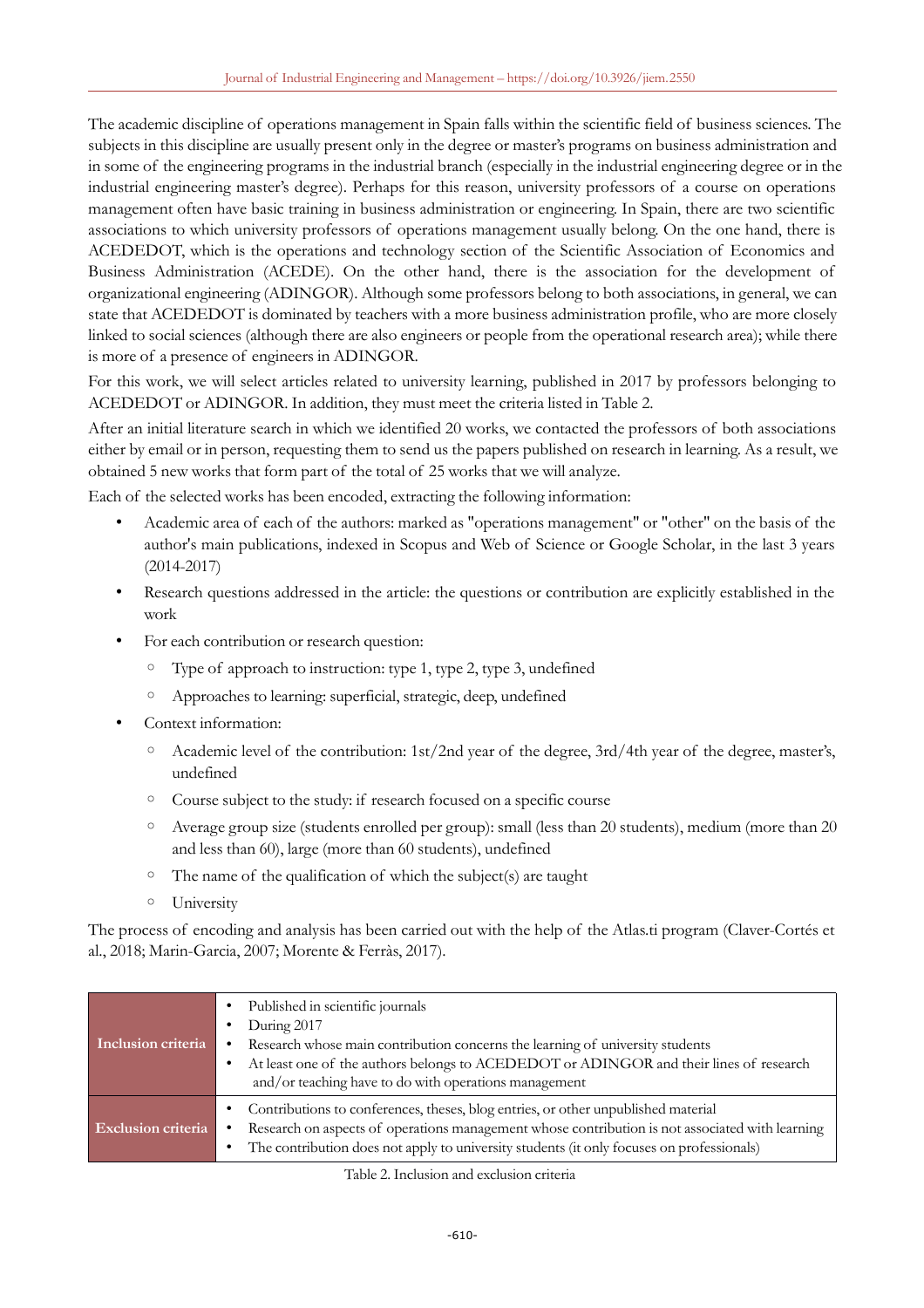The academic discipline of operations management in Spain falls within the scientific field of business sciences. The subjects in this discipline are usually present only in the degree or master's programs on business administration and in some of the engineering programs in the industrial branch (especially in the industrial engineering degree or in the industrial engineering master's degree). Perhaps for this reason, university professors of a course on operations management often have basic training in business administration or engineering. In Spain, there are two scientific associations to which university professors of operations management usually belong. On the one hand, there is ACEDEDOT, which is the operations and technology section of the Scientific Association of Economics and Business Administration (ACEDE). On the other hand, there is the association for the development of organizational engineering (ADINGOR). Although some professors belong to both associations, in general, we can state that ACEDEDOT is dominated by teachers with a more business administration profile, who are more closely linked to social sciences (although there are also engineers or people from the operational research area); while there is more of a presence of engineers in ADINGOR.

For this work, we will select articles related to university learning, published in 2017 by professors belonging to ACEDEDOT or ADINGOR. In addition, they must meet the criteria listed in Table 2.

After an initial literature search in which we identified 20 works, we contacted the professors of both associations either by email or in person, requesting them to send us the papers published on research in learning. As a result, we obtained 5 new works that form part of the total of 25 works that we will analyze.

Each of the selected works has been encoded, extracting the following information:

- Academic area of each of the authors: marked as "operations management" or "other" on the basis of the author's main publications, indexed in Scopus and Web of Science or Google Scholar, in the last 3 years (2014-2017)
- Research questions addressed in the article: the questions or contribution are explicitly established in the work
- For each contribution or research question:
  - Type of approach to instruction: type 1, type 2, type 3, undefined
  - Approaches to learning: superficial, strategic, deep, undefined
- Context information:
  - Academic level of the contribution: 1st/2nd year of the degree, 3rd/4th year of the degree, master's, undefined
  - Course subject to the study: if research focused on a specific course
  - Average group size (students enrolled per group): small (less than 20 students), medium (more than 20 and less than 60), large (more than 60 students), undefined
  - The name of the qualification of which the subject(s) are taught
  - University

The process of encoding and analysis has been carried out with the help of the Atlas.ti program (Claver-Cortés et al., 2018; Marin-Garcia, 2007; Morente & Ferràs, 2017).

| | |
|---|---|
| **Inclusion criteria** | • Published in scientific journals<br>• During 2017<br>• Research whose main contribution concerns the learning of university students<br>• At least one of the authors belongs to ACEDEDOT or ADINGOR and their lines of research and/or teaching have to do with operations management |
| **Exclusion criteria** | • Contributions to conferences, theses, blog entries, or other unpublished material<br>• Research on aspects of operations management whose contribution is not associated with learning<br>• The contribution does not apply to university students (it only focuses on professionals) |

Table 2. Inclusion and exclusion criteria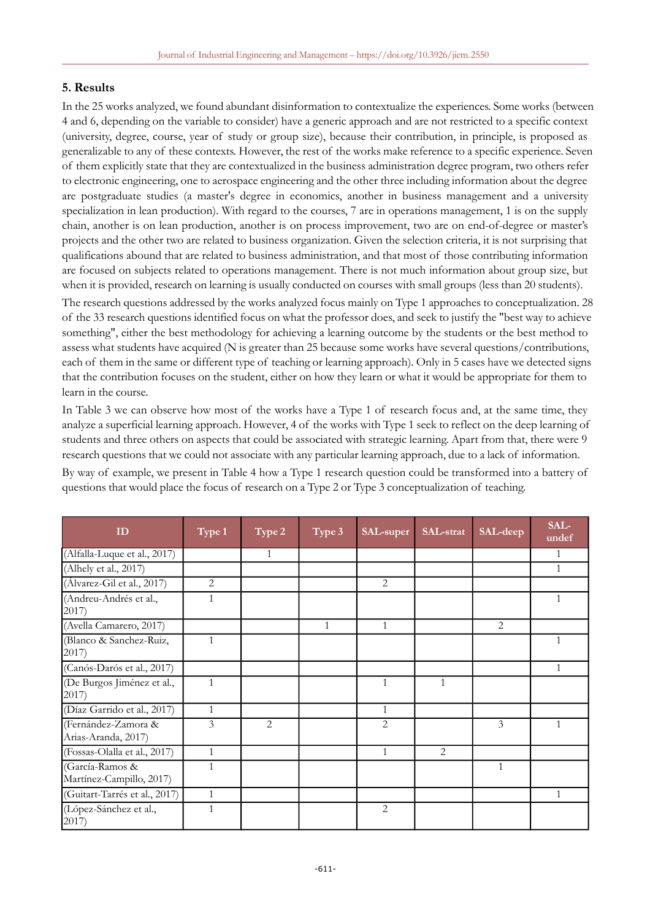## 5. Results

In the 25 works analyzed, we found abundant disinformation to contextualize the experiences. Some works (between 4 and 6, depending on the variable to consider) have a generic approach and are not restricted to a specific context (university, degree, course, year of study or group size), because their contribution, in principle, is proposed as generalizable to any of these contexts. However, the rest of the works make reference to a specific experience. Seven of them explicitly state that they are contextualized in the business administration degree program, two others refer to electronic engineering, one to aerospace engineering and the other three including information about the degree are postgraduate studies (a master's degree in economics, another in business management and a university specialization in lean production). With regard to the courses, 7 are in operations management, 1 is on the supply chain, another is on lean production, another is on process improvement, two are on end-of-degree or master's projects and the other two are related to business organization. Given the selection criteria, it is not surprising that qualifications abound that are related to business administration, and that most of those contributing information are focused on subjects related to operations management. There is not much information about group size, but when it is provided, research on learning is usually conducted on courses with small groups (less than 20 students).

The research questions addressed by the works analyzed focus mainly on Type 1 approaches to conceptualization. 28 of the 33 research questions identified focus on what the professor does, and seek to justify the "best way to achieve something", either the best methodology for achieving a learning outcome by the students or the best method to assess what students have acquired (N is greater than 25 because some works have several questions/contributions, each of them in the same or different type of teaching or learning approach). Only in 5 cases have we detected signs that the contribution focuses on the student, either on how they learn or what it would be appropriate for them to learn in the course.

In Table 3 we can observe how most of the works have a Type 1 of research focus and, at the same time, they analyze a superficial learning approach. However, 4 of the works with Type 1 seek to reflect on the deep learning of students and three others on aspects that could be associated with strategic learning. Apart from that, there were 9 research questions that we could not associate with any particular learning approach, due to a lack of information.

By way of example, we present in Table 4 how a Type 1 research question could be transformed into a battery of questions that would place the focus of research on a Type 2 or Type 3 conceptualization of teaching.

| ID | Type 1 | Type 2 | Type 3 | SAL-super | SAL-strat | SAL-deep | SAL-undef |
|---|---|---|---|---|---|---|---|
| (Alfalla-Luque et al., 2017) | | 1 | | | | | 1 |
| (Alhely et al., 2017) | | | | | | | 1 |
| (Álvarez-Gil et al., 2017) | 2 | | | 2 | | | |
| (Andreu-Andrés et al., 2017) | 1 | | | | | | 1 |
| (Avella Camarero, 2017) | | | 1 | 1 | | 2 | |
| (Blanco & Sanchez-Ruiz, 2017) | 1 | | | | | | 1 |
| (Canós-Darós et al., 2017) | | | | | | | 1 |
| (De Burgos Jiménez et al., 2017) | 1 | | | 1 | 1 | | |
| (Díaz Garrido et al., 2017) | 1 | | | 1 | | | |
| (Fernández-Zamora & Arias-Aranda, 2017) | 3 | 2 | | 2 | | 3 | 1 |
| (Fossas-Olalla et al., 2017) | 1 | | | 1 | 2 | | |
| (García-Ramos & Martínez-Campillo, 2017) | 1 | | | | | 1 | |
| (Guitart-Tarrés et al., 2017) | 1 | | | | | | 1 |
| (López-Sánchez et al., 2017) | 1 | | | 2 | | | |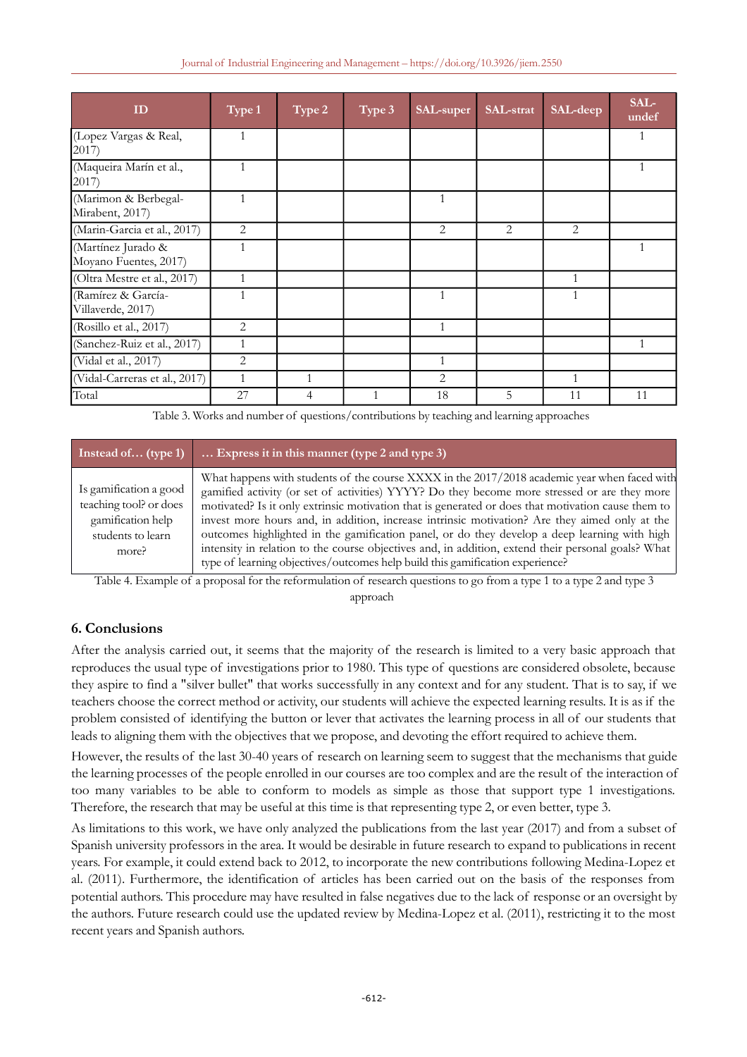| ID | Type 1 | Type 2 | Type 3 | SAL-super | SAL-strat | SAL-deep | SAL-undef |
|---|---|---|---|---|---|---|---|
| (Lopez Vargas & Real, 2017) | 1 | | | | | | 1 |
| (Maqueira Marín et al., 2017) | 1 | | | | | | 1 |
| (Marimon & Berbegal-Mirabent, 2017) | 1 | | | 1 | | | |
| (Marin-Garcia et al., 2017) | 2 | | | 2 | 2 | 2 | |
| (Martínez Jurado & Moyano Fuentes, 2017) | 1 | | | | | | 1 |
| (Oltra Mestre et al., 2017) | 1 | | | | | 1 | |
| (Ramírez & García-Villaverde, 2017) | 1 | | | 1 | | 1 | |
| (Rosillo et al., 2017) | 2 | | | 1 | | | |
| (Sanchez-Ruiz et al., 2017) | 1 | | | | | | 1 |
| (Vidal et al., 2017) | 2 | | | 1 | | | |
| (Vidal-Carreras et al., 2017) | 1 | 1 | | 2 | | 1 | |
| Total | 27 | 4 | 1 | 18 | 5 | 11 | 11 |

Table 3. Works and number of questions/contributions by teaching and learning approaches

| Instead of… (type 1) | … Express it in this manner (type 2 and type 3) |
|---|---|
| Is gamification a good teaching tool? or does gamification help students to learn more? | What happens with students of the course XXXX in the 2017/2018 academic year when faced with gamified activity (or set of activities) YYYY? Do they become more stressed or are they more motivated? Is it only extrinsic motivation that is generated or does that motivation cause them to invest more hours and, in addition, increase intrinsic motivation? Are they aimed only at the outcomes highlighted in the gamification panel, or do they develop a deep learning with high intensity in relation to the course objectives and, in addition, extend their personal goals? What type of learning objectives/outcomes help build this gamification experience? |

Table 4. Example of a proposal for the reformulation of research questions to go from a type 1 to a type 2 and type 3 approach

## 6. Conclusions

After the analysis carried out, it seems that the majority of the research is limited to a very basic approach that reproduces the usual type of investigations prior to 1980. This type of questions are considered obsolete, because they aspire to find a "silver bullet" that works successfully in any context and for any student. That is to say, if we teachers choose the correct method or activity, our students will achieve the expected learning results. It is as if the problem consisted of identifying the button or lever that activates the learning process in all of our students that leads to aligning them with the objectives that we propose, and devoting the effort required to achieve them.

However, the results of the last 30-40 years of research on learning seem to suggest that the mechanisms that guide the learning processes of the people enrolled in our courses are too complex and are the result of the interaction of too many variables to be able to conform to models as simple as those that support type 1 investigations. Therefore, the research that may be useful at this time is that representing type 2, or even better, type 3.

As limitations to this work, we have only analyzed the publications from the last year (2017) and from a subset of Spanish university professors in the area. It would be desirable in future research to expand to publications in recent years. For example, it could extend back to 2012, to incorporate the new contributions following Medina-Lopez et al. (2011). Furthermore, the identification of articles has been carried out on the basis of the responses from potential authors. This procedure may have resulted in false negatives due to the lack of response or an oversight by the authors. Future research could use the updated review by Medina-Lopez et al. (2011), restricting it to the most recent years and Spanish authors.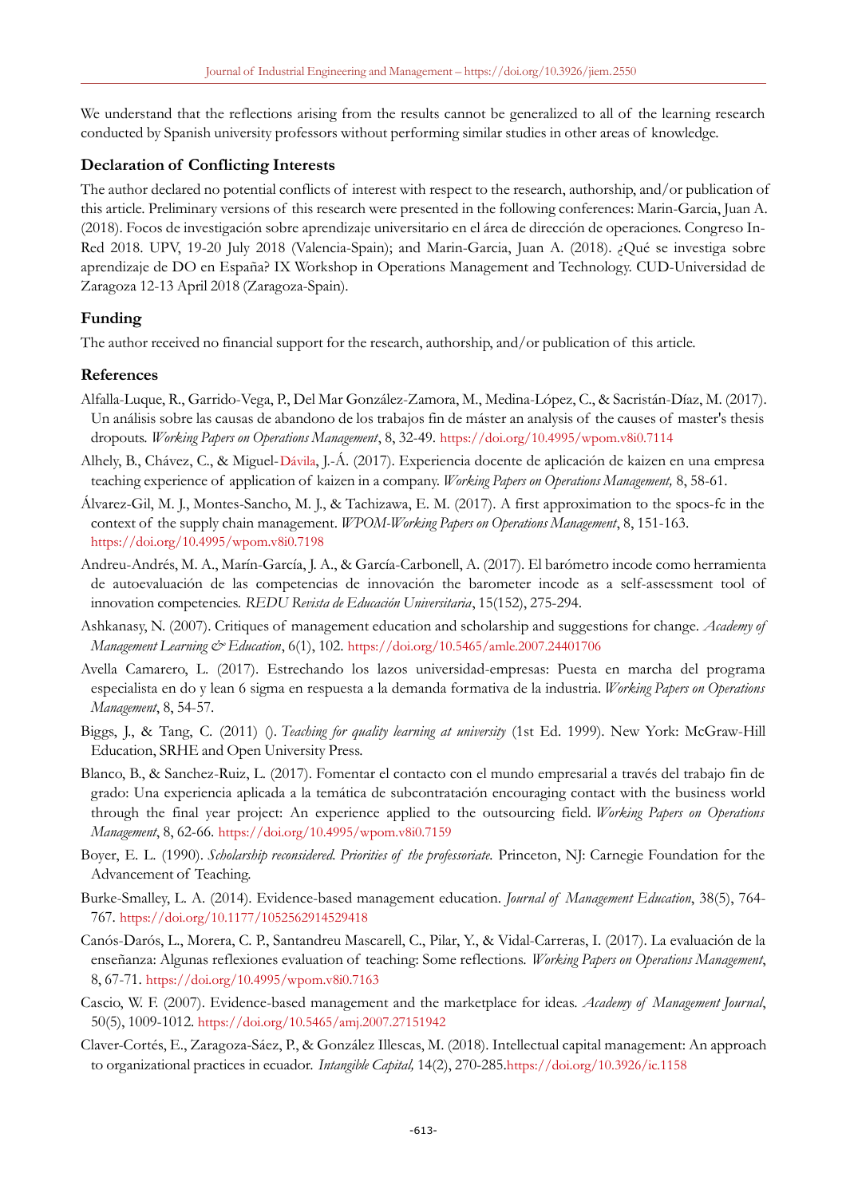We understand that the reflections arising from the results cannot be generalized to all of the learning research conducted by Spanish university professors without performing similar studies in other areas of knowledge.

## Declaration of Conflicting Interests

The author declared no potential conflicts of interest with respect to the research, authorship, and/or publication of this article. Preliminary versions of this research were presented in the following conferences: Marin-Garcia, Juan A. (2018). Focos de investigación sobre aprendizaje universitario en el área de dirección de operaciones. Congreso In-Red 2018. UPV, 19-20 July 2018 (Valencia-Spain); and Marin-Garcia, Juan A. (2018). ¿Qué se investiga sobre aprendizaje de DO en España? IX Workshop in Operations Management and Technology. CUD-Universidad de Zaragoza 12-13 April 2018 (Zaragoza-Spain).

## Funding

The author received no financial support for the research, authorship, and/or publication of this article.

## References

Alfalla-Luque, R., Garrido-Vega, P., Del Mar González-Zamora, M., Medina-López, C., & Sacristán-Díaz, M. (2017). Un análisis sobre las causas de abandono de los trabajos fin de máster an analysis of the causes of master's thesis dropouts. *Working Papers on Operations Management*, 8, 32-49. https://doi.org/10.4995/wpom.v8i0.7114

Alhely, B., Chávez, C., & Miguel-Dávila, J.-Á. (2017). Experiencia docente de aplicación de kaizen en una empresa teaching experience of application of kaizen in a company. *Working Papers on Operations Management,* 8, 58-61.

Álvarez-Gil, M. J., Montes-Sancho, M. J., & Tachizawa, E. M. (2017). A first approximation to the spocs-fc in the context of the supply chain management. *WPOM-Working Papers on Operations Management*, 8, 151-163. https://doi.org/10.4995/wpom.v8i0.7198

Andreu-Andrés, M. A., Marín-García, J. A., & García-Carbonell, A. (2017). El barómetro incode como herramienta de autoevaluación de las competencias de innovación the barometer incode as a self-assessment tool of innovation competencies. *REDU Revista de Educación Universitaria*, 15(152), 275-294.

Ashkanasy, N. (2007). Critiques of management education and scholarship and suggestions for change. *Academy of Management Learning & Education*, 6(1), 102. https://doi.org/10.5465/amle.2007.24401706

Avella Camarero, L. (2017). Estrechando los lazos universidad-empresas: Puesta en marcha del programa especialista en do y lean 6 sigma en respuesta a la demanda formativa de la industria. *Working Papers on Operations Management*, 8, 54-57.

Biggs, J., & Tang, C. (2011) (). *Teaching for quality learning at university* (1st Ed. 1999). New York: McGraw-Hill Education, SRHE and Open University Press.

Blanco, B., & Sanchez-Ruiz, L. (2017). Fomentar el contacto con el mundo empresarial a través del trabajo fin de grado: Una experiencia aplicada a la temática de subcontratación encouraging contact with the business world through the final year project: An experience applied to the outsourcing field. *Working Papers on Operations Management*, 8, 62-66. https://doi.org/10.4995/wpom.v8i0.7159

Boyer, E. L. (1990). *Scholarship reconsidered. Priorities of the professoriate.* Princeton, NJ: Carnegie Foundation for the Advancement of Teaching.

Burke-Smalley, L. A. (2014). Evidence-based management education. *Journal of Management Education*, 38(5), 764-767. https://doi.org/10.1177/1052562914529418

Canós-Darós, L., Morera, C. P., Santandreu Mascarell, C., Pilar, Y., & Vidal-Carreras, I. (2017). La evaluación de la enseñanza: Algunas reflexiones evaluation of teaching: Some reflections. *Working Papers on Operations Management*, 8, 67-71. https://doi.org/10.4995/wpom.v8i0.7163

Cascio, W. F. (2007). Evidence-based management and the marketplace for ideas. *Academy of Management Journal*, 50(5), 1009-1012. https://doi.org/10.5465/amj.2007.27151942

Claver-Cortés, E., Zaragoza-Sáez, P., & González Illescas, M. (2018). Intellectual capital management: An approach to organizational practices in ecuador. *Intangible Capital,* 14(2), 270-285.https://doi.org/10.3926/ic.1158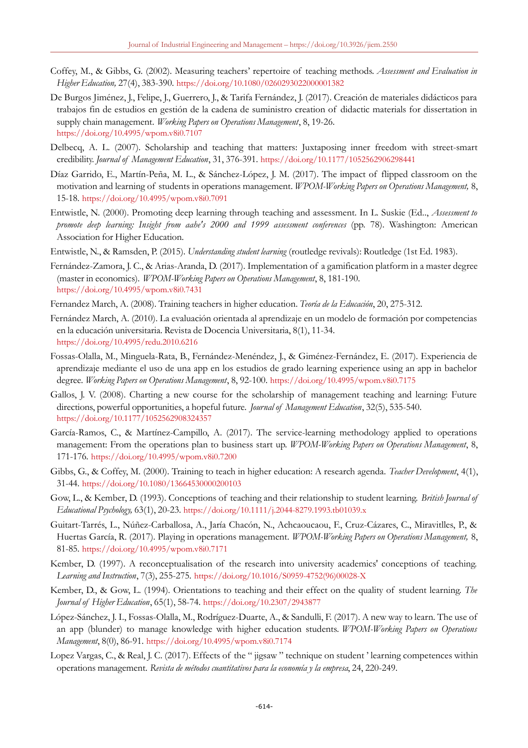Coffey, M., & Gibbs, G. (2002). Measuring teachers' repertoire of teaching methods. *Assessment and Evaluation in Higher Education,* 27(4), 383-390. https://doi.org/10.1080/0260293022000001382

De Burgos Jiménez, J., Felipe, J., Guerrero, J., & Tarifa Fernández, J. (2017). Creación de materiales didácticos para trabajos fin de estudios en gestión de la cadena de suministro creation of didactic materials for dissertation in supply chain management. *Working Papers on Operations Management*, 8, 19-26. https://doi.org/10.4995/wpom.v8i0.7107

Delbecq, A. L. (2007). Scholarship and teaching that matters: Juxtaposing inner freedom with street-smart credibility. *Journal of Management Education*, 31, 376-391. https://doi.org/10.1177/1052562906298441

Díaz Garrido, E., Martín-Peña, M. L., & Sánchez-López, J. M. (2017). The impact of flipped classroom on the motivation and learning of students in operations management. *WPOM-Working Papers on Operations Management,* 8, 15-18. https://doi.org/10.4995/wpom.v8i0.7091

Entwistle, N. (2000). Promoting deep learning through teaching and assessment. In L. Suskie (Ed.., *Assessment to promote deep learning: Insight from aahe's 2000 and 1999 assessment conferences* (pp. 78). Washington: American Association for Higher Education.

Entwistle, N., & Ramsden, P. (2015). *Understanding student learning* (routledge revivals): Routledge (1st Ed. 1983).

Fernández-Zamora, J. C., & Arias-Aranda, D. (2017). Implementation of a gamification platform in a master degree (master in economics). *WPOM-Working Papers on Operations Management*, 8, 181-190. https://doi.org/10.4995/wpom.v8i0.7431

Fernandez March, A. (2008). Training teachers in higher education. *Teoría de la Educación*, 20, 275-312.

Fernández March, A. (2010). La evaluación orientada al aprendizaje en un modelo de formación por competencias en la educación universitaria. Revista de Docencia Universitaria, 8(1), 11-34. https://doi.org/10.4995/redu.2010.6216

Fossas-Olalla, M., Minguela-Rata, B., Fernández-Menéndez, J., & Giménez-Fernández, E. (2017). Experiencia de aprendizaje mediante el uso de una app en los estudios de grado learning experience using an app in bachelor degree. *Working Papers on Operations Management*, 8, 92-100. https://doi.org/10.4995/wpom.v8i0.7175

Gallos, J. V. (2008). Charting a new course for the scholarship of management teaching and learning: Future directions, powerful opportunities, a hopeful future. *Journal of Management Education*, 32(5), 535-540. https://doi.org/10.1177/1052562908324357

García-Ramos, C., & Martínez-Campillo, A. (2017). The service-learning methodology applied to operations management: From the operations plan to business start up. *WPOM-Working Papers on Operations Management*, 8, 171-176. https://doi.org/10.4995/wpom.v8i0.7200

Gibbs, G., & Coffey, M. (2000). Training to teach in higher education: A research agenda. *Teacher Development*, 4(1), 31-44. https://doi.org/10.1080/13664530000200103

Gow, L., & Kember, D. (1993). Conceptions of teaching and their relationship to student learning. *British Journal of Educational Psychology,* 63(1), 20-23. https://doi.org/10.1111/j.2044-8279.1993.tb01039.x

Guitart-Tarrés, L., Núñez-Carballosa, A., Jaría Chacón, N., Achcaoucaou, F., Cruz-Cázares, C., Miravitlles, P., & Huertas García, R. (2017). Playing in operations management. *WPOM-Working Papers on Operations Management,* 8, 81-85. https://doi.org/10.4995/wpom.v8i0.7171

Kember, D. (1997). A reconceptualisation of the research into university academics' conceptions of teaching. *Learning and Instruction*, 7(3), 255-275. https://doi.org/10.1016/S0959-4752(96)00028-X

Kember, D., & Gow, L. (1994). Orientations to teaching and their effect on the quality of student learning. *The Journal of Higher Education*, 65(1), 58-74. https://doi.org/10.2307/2943877

López-Sánchez, J. I., Fossas-Olalla, M., Rodríguez-Duarte, A., & Sandulli, F. (2017). A new way to learn. The use of an app (blunder) to manage knowledge with higher education students. *WPOM-Working Papers on Operations Management*, 8(0), 86-91. https://doi.org/10.4995/wpom.v8i0.7174

Lopez Vargas, C., & Real, J. C. (2017). Effects of the " jigsaw " technique on student ' learning competences within operations management. *Revista de métodos cuantitativos para la economía y la empresa*, 24, 220-249.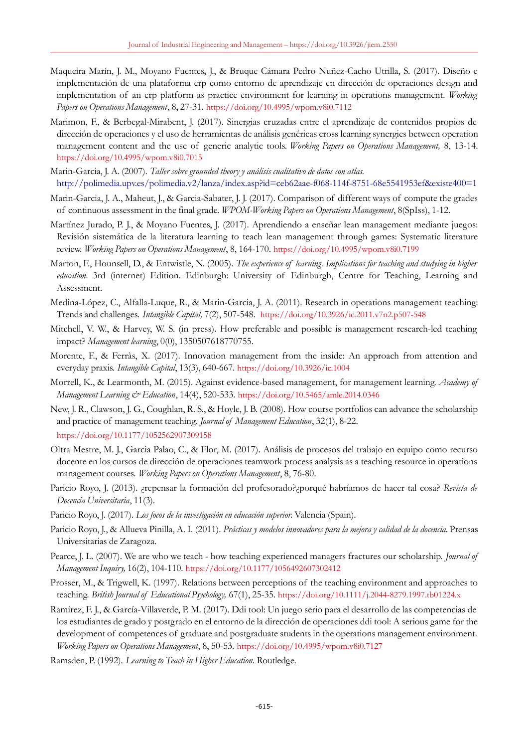Maqueira Marín, J. M., Moyano Fuentes, J., & Bruque Cámara Pedro Nuñez-Cacho Utrilla, S. (2017). Diseño e implementación de una plataforma erp como entorno de aprendizaje en dirección de operaciones design and implementation of an erp platform as practice environment for learning in operations management. *Working Papers on Operations Management*, 8, 27-31. https://doi.org/10.4995/wpom.v8i0.7112

Marimon, F., & Berbegal-Mirabent, J. (2017). Sinergias cruzadas entre el aprendizaje de contenidos propios de dirección de operaciones y el uso de herramientas de análisis genéricas cross learning synergies between operation management content and the use of generic analytic tools. *Working Papers on Operations Management,* 8, 13-14. https://doi.org/10.4995/wpom.v8i0.7015

Marin-Garcia, J. A. (2007). *Taller sobre grounded theory y análisis cualitativo de datos con atlas.* http://polimedia.upv.es/polimedia.v2/lanza/index.asp?id=ceb62aae-f068-114f-8751-68e5541953ef&existe400=1

Marin-Garcia, J. A., Maheut, J., & Garcia-Sabater, J. J. (2017). Comparison of different ways of compute the grades of continuous assessment in the final grade. *WPOM-Working Papers on Operations Management*, 8(SpIss), 1-12.

Martínez Jurado, P. J., & Moyano Fuentes, J. (2017). Aprendiendo a enseñar lean management mediante juegos: Revisión sistemática de la literatura learning to teach lean management through games: Systematic literature review. *Working Papers on Operations Management*, 8, 164-170. https://doi.org/10.4995/wpom.v8i0.7199

Marton, F., Hounsell, D., & Entwistle, N. (2005). *The experience of learning. Implications for teaching and studying in higher education*. 3rd (internet) Edition. Edinburgh: University of Edinburgh, Centre for Teaching, Learning and Assessment.

Medina-López, C., Alfalla-Luque, R., & Marin-Garcia, J. A. (2011). Research in operations management teaching: Trends and challenges. *Intangible Capital,* 7(2), 507-548. https://doi.org/10.3926/ic.2011.v7n2.p507-548

Mitchell, V. W., & Harvey, W. S. (in press). How preferable and possible is management research-led teaching impact? *Management learning*, 0(0), 1350507618770755.

Morente, F., & Ferràs, X. (2017). Innovation management from the inside: An approach from attention and everyday praxis. *Intangible Capital*, 13(3), 640-667. https://doi.org/10.3926/ic.1004

Morrell, K., & Learmonth, M. (2015). Against evidence-based management, for management learning. *Academy of Management Learning & Education*, 14(4), 520-533. https://doi.org/10.5465/amle.2014.0346

New, J. R., Clawson, J. G., Coughlan, R. S., & Hoyle, J. B. (2008). How course portfolios can advance the scholarship and practice of management teaching. *Journal of Management Education*, 32(1), 8-22. https://doi.org/10.1177/1052562907309158

Oltra Mestre, M. J., Garcia Palao, C., & Flor, M. (2017). Análisis de procesos del trabajo en equipo como recurso docente en los cursos de dirección de operaciones teamwork process analysis as a teaching resource in operations management courses. *Working Papers on Operations Management*, 8, 76-80.

Paricio Royo, J. (2013). ¿repensar la formación del profesorado?¿porqué habríamos de hacer tal cosa? *Revista de Docencia Universitaria*, 11(3).

Paricio Royo, J. (2017). *Los focos de la investigación en educación superior.* Valencia (Spain).

Paricio Royo, J., & Allueva Pinilla, A. I. (2011). *Prácticas y modelos innovadores para la mejora y calidad de la docencia*. Prensas Universitarias de Zaragoza.

Pearce, J. L. (2007). We are who we teach - how teaching experienced managers fractures our scholarship. *Journal of Management Inquiry,* 16(2), 104-110. https://doi.org/10.1177/1056492607302412

Prosser, M., & Trigwell, K. (1997). Relations between perceptions of the teaching environment and approaches to teaching. *British Journal of Educational Psychology,* 67(1), 25-35. https://doi.org/10.1111/j.2044-8279.1997.tb01224.x

Ramírez, F. J., & García-Villaverde, P. M. (2017). Ddi tool: Un juego serio para el desarrollo de las competencias de los estudiantes de grado y postgrado en el entorno de la dirección de operaciones ddi tool: A serious game for the development of competences of graduate and postgraduate students in the operations management environment. *Working Papers on Operations Management*, 8, 50-53. https://doi.org/10.4995/wpom.v8i0.7127

Ramsden, P. (1992). *Learning to Teach in Higher Education.* Routledge.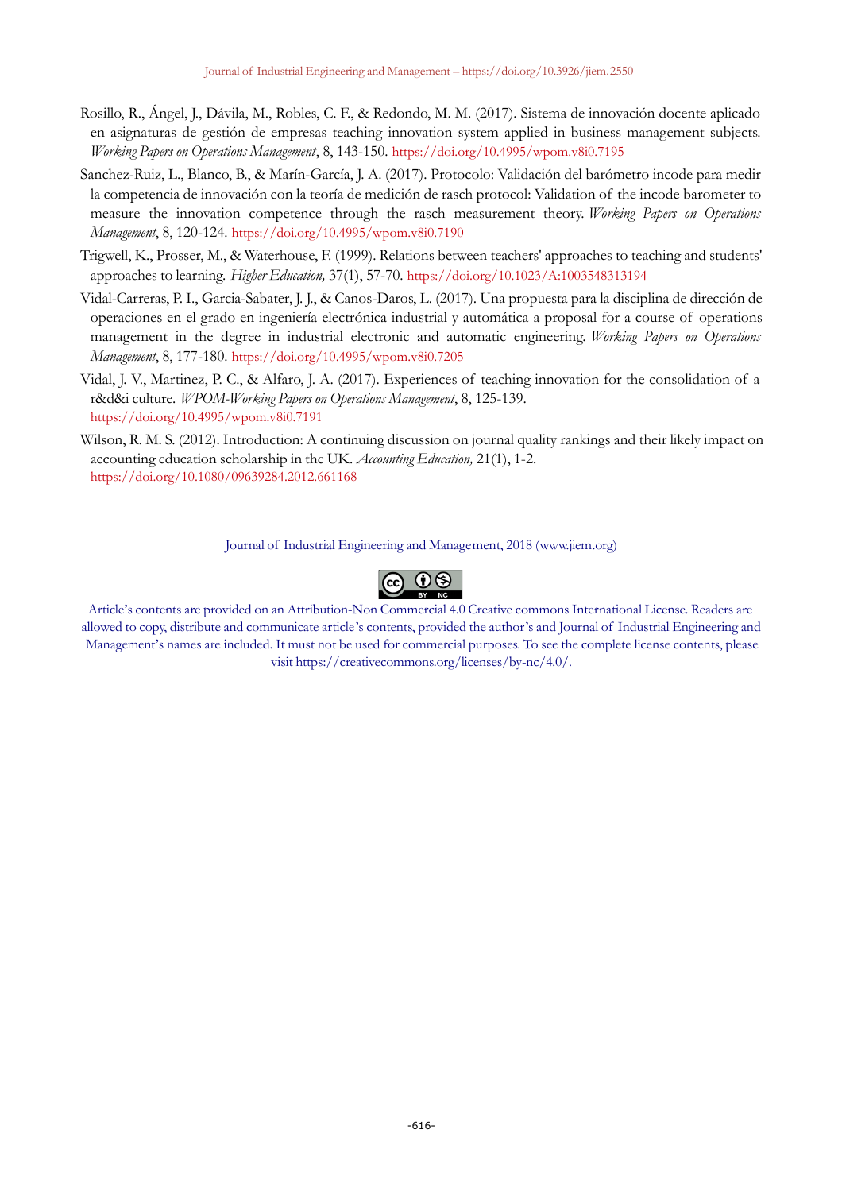Rosillo, R., Ángel, J., Dávila, M., Robles, C. F., & Redondo, M. M. (2017). Sistema de innovación docente aplicado en asignaturas de gestión de empresas teaching innovation system applied in business management subjects. *Working Papers on Operations Management*, 8, 143-150. https://doi.org/10.4995/wpom.v8i0.7195

Sanchez-Ruiz, L., Blanco, B., & Marín-García, J. A. (2017). Protocolo: Validación del barómetro incode para medir la competencia de innovación con la teoría de medición de rasch protocol: Validation of the incode barometer to measure the innovation competence through the rasch measurement theory. *Working Papers on Operations Management*, 8, 120-124. https://doi.org/10.4995/wpom.v8i0.7190

Trigwell, K., Prosser, M., & Waterhouse, F. (1999). Relations between teachers' approaches to teaching and students' approaches to learning. *Higher Education,* 37(1), 57-70. https://doi.org/10.1023/A:1003548313194

Vidal-Carreras, P. I., Garcia-Sabater, J. J., & Canos-Daros, L. (2017). Una propuesta para la disciplina de dirección de operaciones en el grado en ingeniería electrónica industrial y automática a proposal for a course of operations management in the degree in industrial electronic and automatic engineering. *Working Papers on Operations Management*, 8, 177-180. https://doi.org/10.4995/wpom.v8i0.7205

Vidal, J. V., Martinez, P. C., & Alfaro, J. A. (2017). Experiences of teaching innovation for the consolidation of a r&d&i culture. *WPOM-Working Papers on Operations Management*, 8, 125-139. https://doi.org/10.4995/wpom.v8i0.7191

Wilson, R. M. S. (2012). Introduction: A continuing discussion on journal quality rankings and their likely impact on accounting education scholarship in the UK. *Accounting Education,* 21(1), 1-2. https://doi.org/10.1080/09639284.2012.661168

Journal of Industrial Engineering and Management, 2018 (www.jiem.org)

Article's contents are provided on an Attribution-Non Commercial 4.0 Creative commons International License. Readers are allowed to copy, distribute and communicate article's contents, provided the author's and Journal of Industrial Engineering and Management's names are included. It must not be used for commercial purposes. To see the complete license contents, please visit https://creativecommons.org/licenses/by-nc/4.0/.